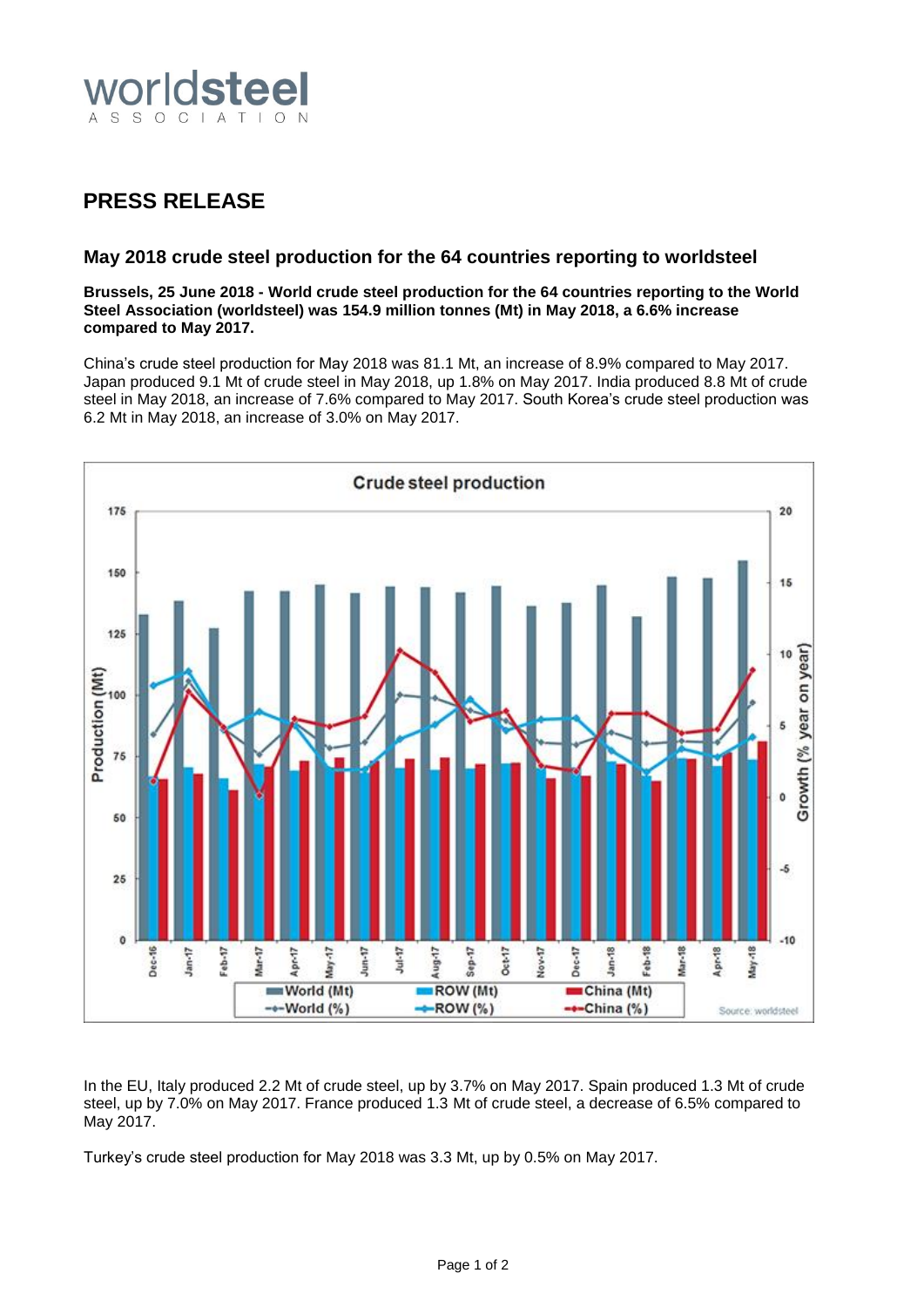![worldsteel ASSOCIATION]

## PRESS RELEASE

### May 2018 crude steel production for the 64 countries reporting to worldsteel

**Brussels, 25 June 2018 - World crude steel production for the 64 countries reporting to the World Steel Association (worldsteel) was 154.9 million tonnes (Mt) in May 2018, a 6.6% increase compared to May 2017.**

China's crude steel production for May 2018 was 81.1 Mt, an increase of 8.9% compared to May 2017. Japan produced 9.1 Mt of crude steel in May 2018, up 1.8% on May 2017. India produced 8.8 Mt of crude steel in May 2018, an increase of 7.6% compared to May 2017. South Korea's crude steel production was 6.2 Mt in May 2018, an increase of 3.0% on May 2017.

In the EU, Italy produced 2.2 Mt of crude steel, up by 3.7% on May 2017. Spain produced 1.3 Mt of crude steel, up by 7.0% on May 2017. France produced 1.3 Mt of crude steel, a decrease of 6.5% compared to May 2017.

Turkey's crude steel production for May 2018 was 3.3 Mt, up by 0.5% on May 2017.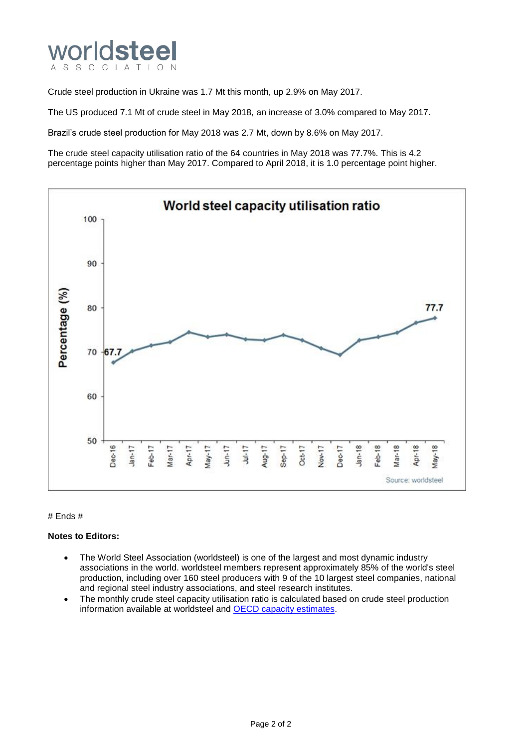Crude steel production in Ukraine was 1.7 Mt this month, up 2.9% on May 2017.

The US produced 7.1 Mt of crude steel in May 2018, an increase of 3.0% compared to May 2017.

Brazil's crude steel production for May 2018 was 2.7 Mt, down by 8.6% on May 2017.

The crude steel capacity utilisation ratio of the 64 countries in May 2018 was 77.7%. This is 4.2 percentage points higher than May 2017. Compared to April 2018, it is 1.0 percentage point higher.

World steel capacity utilisation ratio

Percentage (%)

100
90
80
70
60
50

67.7
77.7

Dec-16 Jan-17 Feb-17 Mar-17 Apr-17 May-17 Jun-17 Jul-17 Aug-17 Sep-17 Oct-17 Nov-17 Dec-17 Jan-18 Feb-18 Mar-18 Apr-18 May-18

Source: worldsteel

# Ends #

**Notes to Editors:**

- The World Steel Association (worldsteel) is one of the largest and most dynamic industry associations in the world. worldsteel members represent approximately 85% of the world's steel production, including over 160 steel producers with 9 of the 10 largest steel companies, national and regional steel industry associations, and steel research institutes.
- The monthly crude steel capacity utilisation ratio is calculated based on crude steel production information available at worldsteel and OECD capacity estimates.